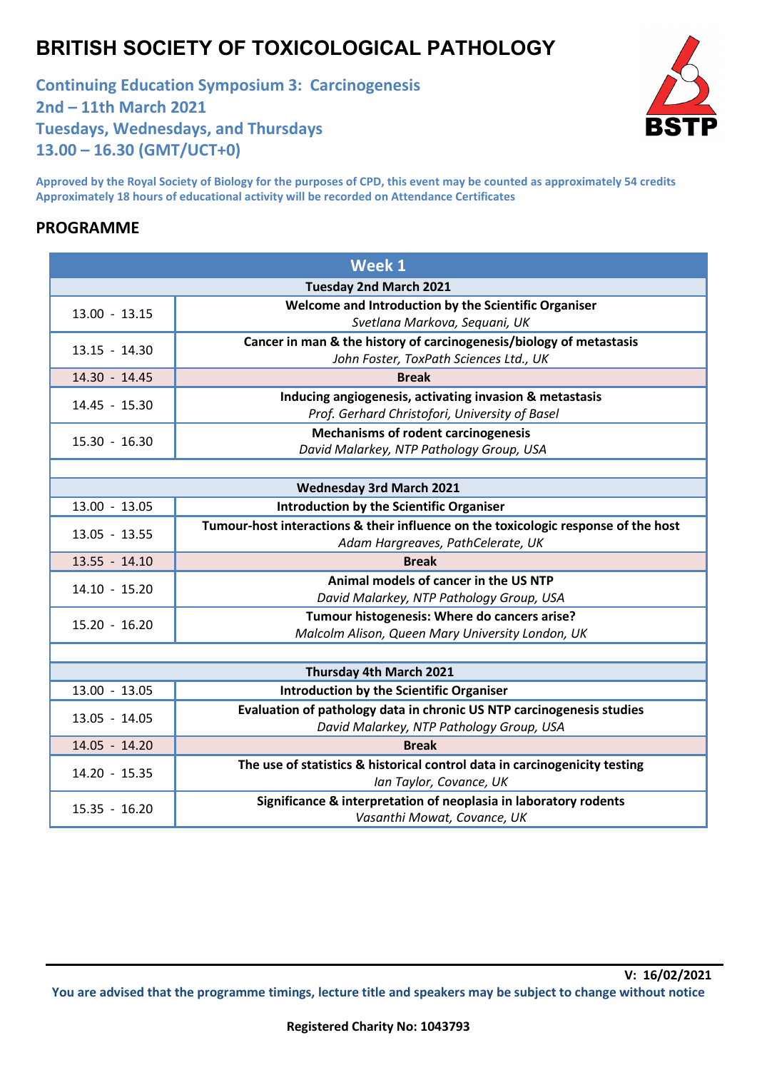# BRITISH SOCIETY OF TOXICOLOGICAL PATHOLOGY

## Continuing Education Symposium 3: Carcinogenesis
## 2nd – 11th March 2021
## Tuesdays, Wednesdays, and Thursdays
## 13.00 – 16.30 (GMT/UCT+0)

**Approved by the Royal Society of Biology for the purposes of CPD, this event may be counted as approximately 54 credits**
**Approximately 18 hours of educational activity will be recorded on Attendance Certificates**

## PROGRAMME

| **Week 1** | |
|---|---|
| **Tuesday 2nd March 2021** | |
| 13.00 - 13.15 | **Welcome and Introduction by the Scientific Organiser**<br>*Svetlana Markova, Sequani, UK* |
| 13.15 - 14.30 | **Cancer in man & the history of carcinogenesis/biology of metastasis**<br>*John Foster, ToxPath Sciences Ltd., UK* |
| 14.30 - 14.45 | **Break** |
| 14.45 - 15.30 | **Inducing angiogenesis, activating invasion & metastasis**<br>*Prof. Gerhard Christofori, University of Basel* |
| 15.30 - 16.30 | **Mechanisms of rodent carcinogenesis**<br>*David Malarkey, NTP Pathology Group, USA* |
| | |
| **Wednesday 3rd March 2021** | |
| 13.00 - 13.05 | **Introduction by the Scientific Organiser** |
| 13.05 - 13.55 | **Tumour-host interactions & their influence on the toxicologic response of the host**<br>*Adam Hargreaves, PathCelerate, UK* |
| 13.55 - 14.10 | **Break** |
| 14.10 - 15.20 | **Animal models of cancer in the US NTP**<br>*David Malarkey, NTP Pathology Group, USA* |
| 15.20 - 16.20 | **Tumour histogenesis: Where do cancers arise?**<br>*Malcolm Alison, Queen Mary University London, UK* |
| | |
| **Thursday 4th March 2021** | |
| 13.00 - 13.05 | **Introduction by the Scientific Organiser** |
| 13.05 - 14.05 | **Evaluation of pathology data in chronic US NTP carcinogenesis studies**<br>*David Malarkey, NTP Pathology Group, USA* |
| 14.05 - 14.20 | **Break** |
| 14.20 - 15.35 | **The use of statistics & historical control data in carcinogenicity testing**<br>*Ian Taylor, Covance, UK* |
| 15.35 - 16.20 | **Significance & interpretation of neoplasia in laboratory rodents**<br>*Vasanthi Mowat, Covance, UK* |

**V: 16/02/2021**

**You are advised that the programme timings, lecture title and speakers may be subject to change without notice**

**Registered Charity No: 1043793**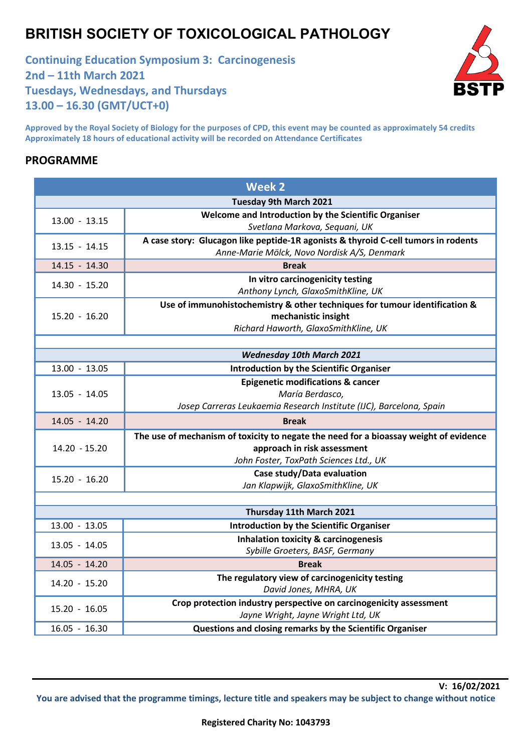# BRITISH SOCIETY OF TOXICOLOGICAL PATHOLOGY

**Continuing Education Symposium 3: Carcinogenesis**
**2nd – 11th March 2021**
**Tuesdays, Wednesdays, and Thursdays**
**13.00 – 16.30 (GMT/UCT+0)**

BSTP

**Approved by the Royal Society of Biology for the purposes of CPD, this event may be counted as approximately 54 credits**
**Approximately 18 hours of educational activity will be recorded on Attendance Certificates**

## PROGRAMME

| **Week 2** | |
|---|---|
| **Tuesday 9th March 2021** | |
| 13.00 - 13.15 | **Welcome and Introduction by the Scientific Organiser**<br>*Svetlana Markova, Sequani, UK* |
| 13.15 - 14.15 | **A case story: Glucagon like peptide-1R agonists & thyroid C-cell tumors in rodents**<br>*Anne-Marie Mölck, Novo Nordisk A/S, Denmark* |
| 14.15 - 14.30 | **Break** |
| 14.30 - 15.20 | **In vitro carcinogenicity testing**<br>*Anthony Lynch, GlaxoSmithKline, UK* |
| 15.20 - 16.20 | **Use of immunohistochemistry & other techniques for tumour identification & mechanistic insight**<br>*Richard Haworth, GlaxoSmithKline, UK* |
| | |
| ***Wednesday 10th March 2021*** | |
| 13.00 - 13.05 | **Introduction by the Scientific Organiser** |
| 13.05 - 14.05 | **Epigenetic modifications & cancer**<br>*María Berdasco,*<br>*Josep Carreras Leukaemia Research Institute (IJC), Barcelona, Spain* |
| 14.05 - 14.20 | **Break** |
| 14.20 - 15.20 | **The use of mechanism of toxicity to negate the need for a bioassay weight of evidence approach in risk assessment**<br>*John Foster, ToxPath Sciences Ltd., UK* |
| 15.20 - 16.20 | **Case study/Data evaluation**<br>*Jan Klapwijk, GlaxoSmithKline, UK* |
| | |
| **Thursday 11th March 2021** | |
| 13.00 - 13.05 | **Introduction by the Scientific Organiser** |
| 13.05 - 14.05 | **Inhalation toxicity & carcinogenesis**<br>*Sybille Groeters, BASF, Germany* |
| 14.05 - 14.20 | **Break** |
| 14.20 - 15.20 | **The regulatory view of carcinogenicity testing**<br>*David Jones, MHRA, UK* |
| 15.20 - 16.05 | **Crop protection industry perspective on carcinogenicity assessment**<br>*Jayne Wright, Jayne Wright Ltd, UK* |
| 16.05 - 16.30 | **Questions and closing remarks by the Scientific Organiser** |

**V: 16/02/2021**

**You are advised that the programme timings, lecture title and speakers may be subject to change without notice**

**Registered Charity No: 1043793**